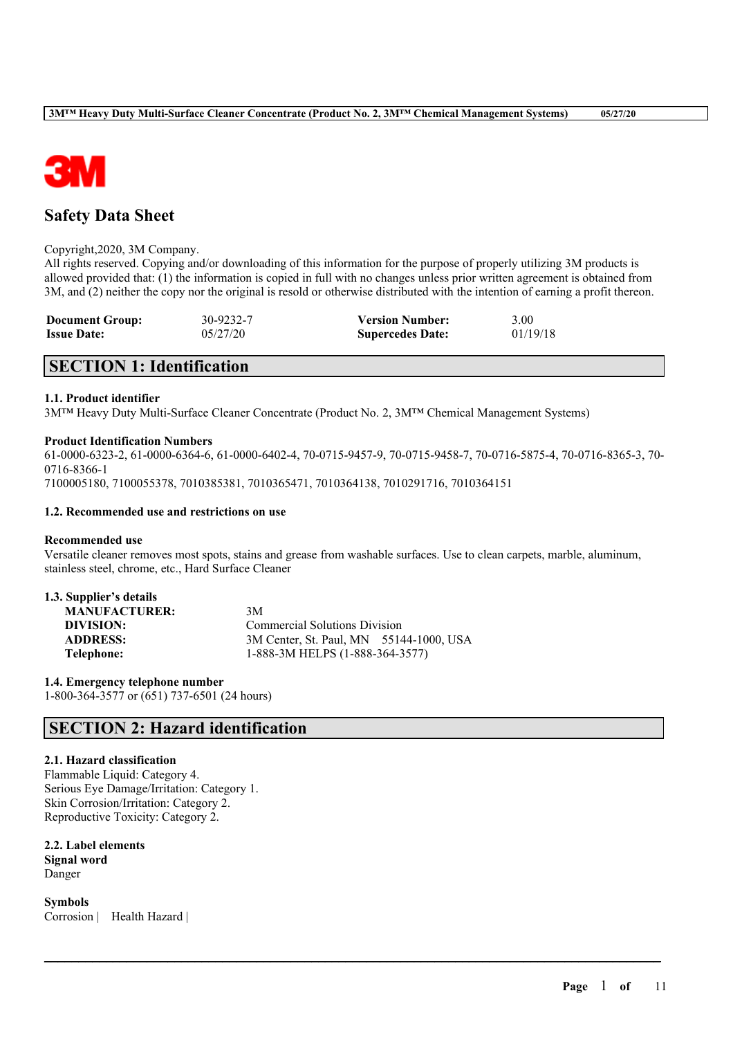# Safety Data Sheet

Copyright,2020, 3M Company.
All rights reserved. Copying and/or downloading of this information for the purpose of properly utilizing 3M products is allowed provided that: (1) the information is copied in full with no changes unless prior written agreement is obtained from 3M, and (2) neither the copy nor the original is resold or otherwise distributed with the intention of earning a profit thereon.

| | | | |
|---|---|---|---|
| **Document Group:** | 30-9232-7 | **Version Number:** | 3.00 |
| **Issue Date:** | 05/27/20 | **Supercedes Date:** | 01/19/18 |

## SECTION 1: Identification

### 1.1. Product identifier

3M™ Heavy Duty Multi-Surface Cleaner Concentrate (Product No. 2, 3M™ Chemical Management Systems)

### Product Identification Numbers

61-0000-6323-2, 61-0000-6364-6, 61-0000-6402-4, 70-0715-9457-9, 70-0715-9458-7, 70-0716-5875-4, 70-0716-8365-3, 70-0716-8366-1
7100005180, 7100055378, 7010385381, 7010365471, 7010364138, 7010291716, 7010364151

### 1.2. Recommended use and restrictions on use

**Recommended use**
Versatile cleaner removes most spots, stains and grease from washable surfaces. Use to clean carpets, marble, aluminum, stainless steel, chrome, etc., Hard Surface Cleaner

### 1.3. Supplier's details

| | |
|---|---|
| **MANUFACTURER:** | 3M |
| **DIVISION:** | Commercial Solutions Division |
| **ADDRESS:** | 3M Center, St. Paul, MN 55144-1000, USA |
| **Telephone:** | 1-888-3M HELPS (1-888-364-3577) |

### 1.4. Emergency telephone number

1-800-364-3577 or (651) 737-6501 (24 hours)

## SECTION 2: Hazard identification

### 2.1. Hazard classification

Flammable Liquid: Category 4.
Serious Eye Damage/Irritation: Category 1.
Skin Corrosion/Irritation: Category 2.
Reproductive Toxicity: Category 2.

### 2.2. Label elements

**Signal word**
Danger

**Symbols**
Corrosion | Health Hazard |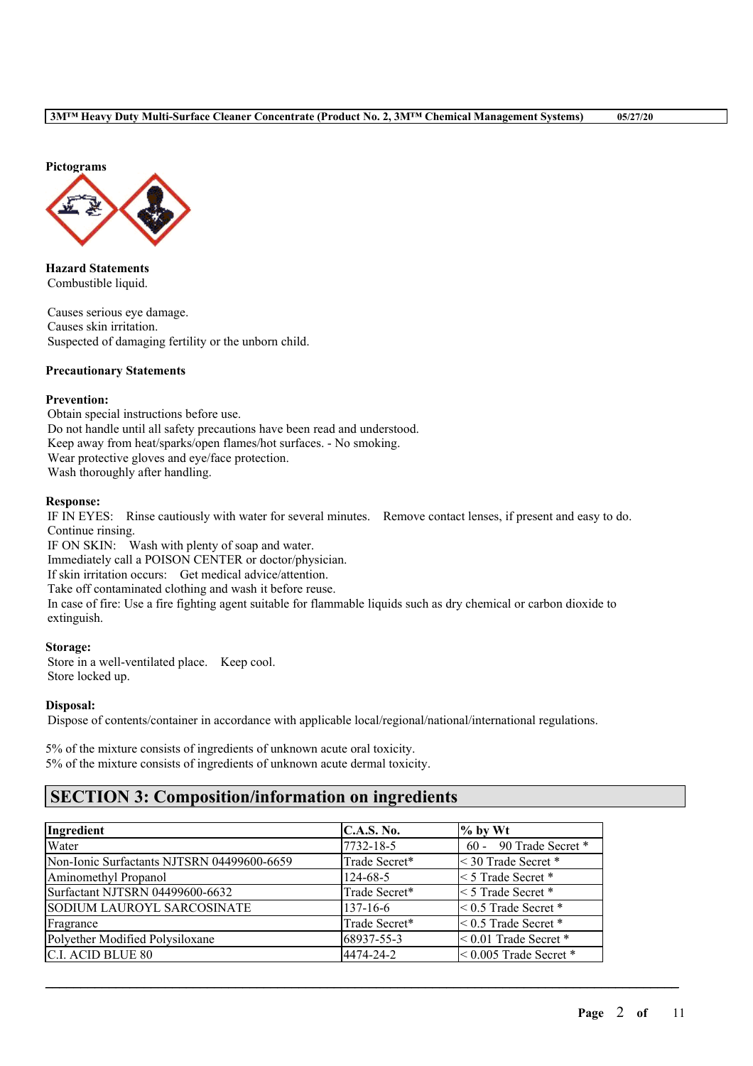**Pictograms**

**Hazard Statements**
Combustible liquid.

Causes serious eye damage.
Causes skin irritation.
Suspected of damaging fertility or the unborn child.

**Precautionary Statements**

**Prevention:**
Obtain special instructions before use.
Do not handle until all safety precautions have been read and understood.
Keep away from heat/sparks/open flames/hot surfaces. - No smoking.
Wear protective gloves and eye/face protection.
Wash thoroughly after handling.

**Response:**
IF IN EYES: Rinse cautiously with water for several minutes. Remove contact lenses, if present and easy to do. Continue rinsing.
IF ON SKIN: Wash with plenty of soap and water.
Immediately call a POISON CENTER or doctor/physician.
If skin irritation occurs: Get medical advice/attention.
Take off contaminated clothing and wash it before reuse.
In case of fire: Use a fire fighting agent suitable for flammable liquids such as dry chemical or carbon dioxide to extinguish.

**Storage:**
Store in a well-ventilated place. Keep cool.
Store locked up.

**Disposal:**
Dispose of contents/container in accordance with applicable local/regional/national/international regulations.

5% of the mixture consists of ingredients of unknown acute oral toxicity.
5% of the mixture consists of ingredients of unknown acute dermal toxicity.

## SECTION 3: Composition/information on ingredients

| Ingredient | C.A.S. No. | % by Wt |
|---|---|---|
| Water | 7732-18-5 | 60 - 90 Trade Secret * |
| Non-Ionic Surfactants NJTSRN 04499600-6659 | Trade Secret* | < 30 Trade Secret * |
| Aminomethyl Propanol | 124-68-5 | < 5 Trade Secret * |
| Surfactant NJTSRN 04499600-6632 | Trade Secret* | < 5 Trade Secret * |
| SODIUM LAUROYL SARCOSINATE | 137-16-6 | < 0.5 Trade Secret * |
| Fragrance | Trade Secret* | < 0.5 Trade Secret * |
| Polyether Modified Polysiloxane | 68937-55-3 | < 0.01 Trade Secret * |
| C.I. ACID BLUE 80 | 4474-24-2 | < 0.005 Trade Secret * |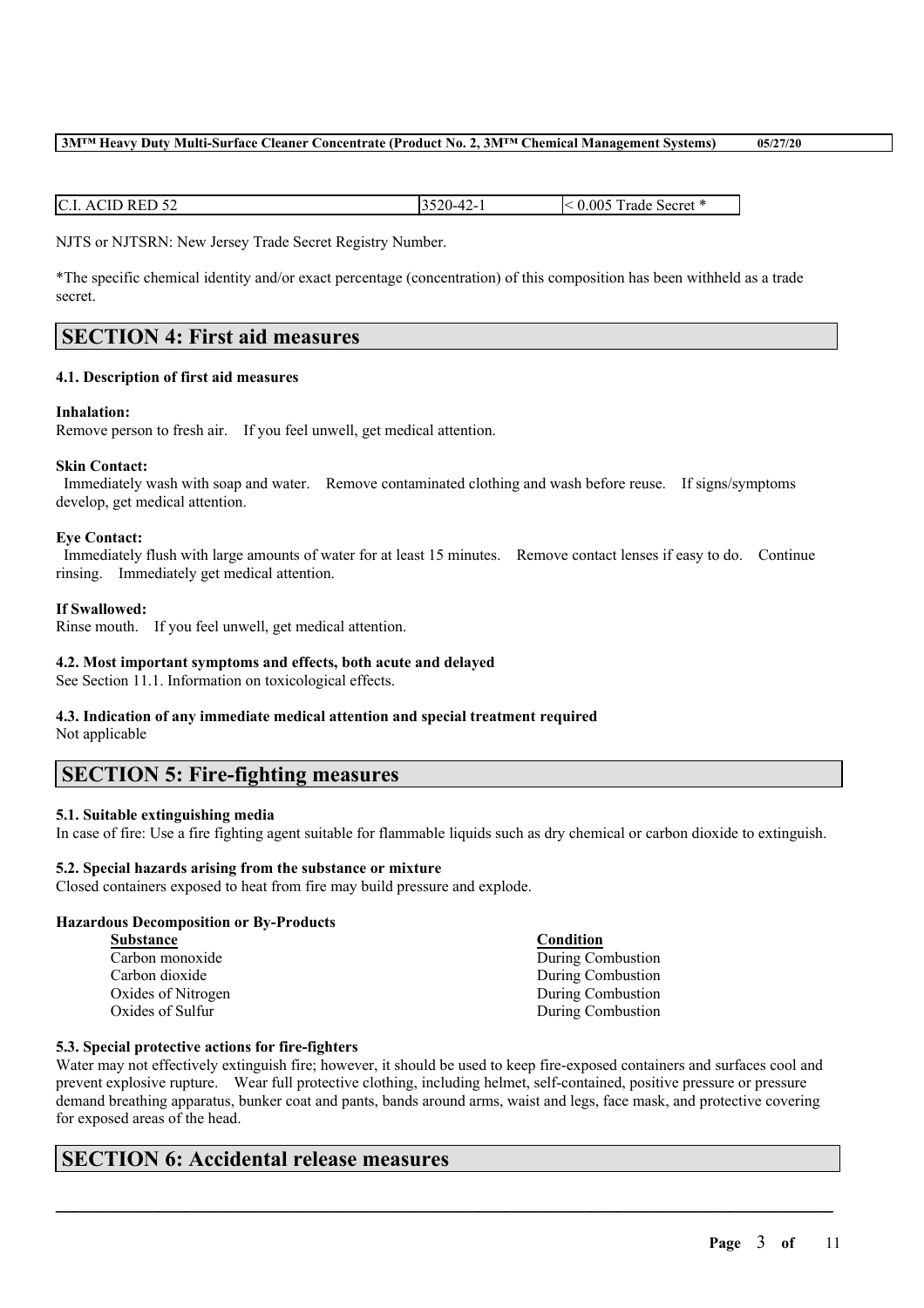| C.I. ACID RED 52 | 3520-42-1 | < 0.005 Trade Secret * |
|---|---|---|

NJTS or NJTSRN: New Jersey Trade Secret Registry Number.

*The specific chemical identity and/or exact percentage (concentration) of this composition has been withheld as a trade secret.

## SECTION 4: First aid measures

### 4.1. Description of first aid measures

**Inhalation:**
Remove person to fresh air. If you feel unwell, get medical attention.

**Skin Contact:**
Immediately wash with soap and water. Remove contaminated clothing and wash before reuse. If signs/symptoms develop, get medical attention.

**Eye Contact:**
Immediately flush with large amounts of water for at least 15 minutes. Remove contact lenses if easy to do. Continue rinsing. Immediately get medical attention.

**If Swallowed:**
Rinse mouth. If you feel unwell, get medical attention.

### 4.2. Most important symptoms and effects, both acute and delayed

See Section 11.1. Information on toxicological effects.

### 4.3. Indication of any immediate medical attention and special treatment required

Not applicable

## SECTION 5: Fire-fighting measures

### 5.1. Suitable extinguishing media

In case of fire: Use a fire fighting agent suitable for flammable liquids such as dry chemical or carbon dioxide to extinguish.

### 5.2. Special hazards arising from the substance or mixture

Closed containers exposed to heat from fire may build pressure and explode.

**Hazardous Decomposition or By-Products**

| Substance | Condition |
|---|---|
| Carbon monoxide | During Combustion |
| Carbon dioxide | During Combustion |
| Oxides of Nitrogen | During Combustion |
| Oxides of Sulfur | During Combustion |

### 5.3. Special protective actions for fire-fighters

Water may not effectively extinguish fire; however, it should be used to keep fire-exposed containers and surfaces cool and prevent explosive rupture. Wear full protective clothing, including helmet, self-contained, positive pressure or pressure demand breathing apparatus, bunker coat and pants, bands around arms, waist and legs, face mask, and protective covering for exposed areas of the head.

## SECTION 6: Accidental release measures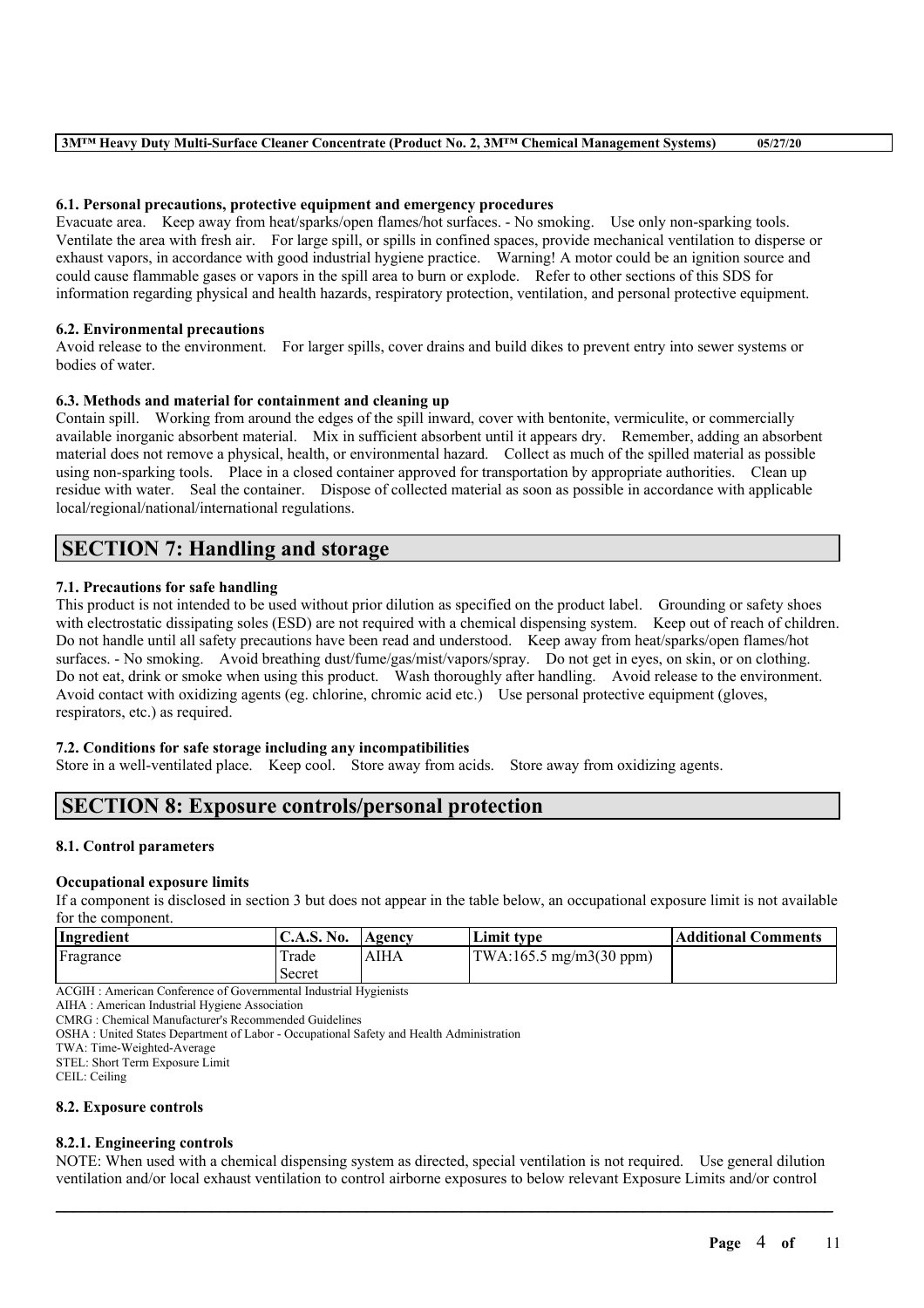### 6.1. Personal precautions, protective equipment and emergency procedures

Evacuate area. Keep away from heat/sparks/open flames/hot surfaces. - No smoking. Use only non-sparking tools. Ventilate the area with fresh air. For large spill, or spills in confined spaces, provide mechanical ventilation to disperse or exhaust vapors, in accordance with good industrial hygiene practice. Warning! A motor could be an ignition source and could cause flammable gases or vapors in the spill area to burn or explode. Refer to other sections of this SDS for information regarding physical and health hazards, respiratory protection, ventilation, and personal protective equipment.

### 6.2. Environmental precautions

Avoid release to the environment. For larger spills, cover drains and build dikes to prevent entry into sewer systems or bodies of water.

### 6.3. Methods and material for containment and cleaning up

Contain spill. Working from around the edges of the spill inward, cover with bentonite, vermiculite, or commercially available inorganic absorbent material. Mix in sufficient absorbent until it appears dry. Remember, adding an absorbent material does not remove a physical, health, or environmental hazard. Collect as much of the spilled material as possible using non-sparking tools. Place in a closed container approved for transportation by appropriate authorities. Clean up residue with water. Seal the container. Dispose of collected material as soon as possible in accordance with applicable local/regional/national/international regulations.

## SECTION 7: Handling and storage

### 7.1. Precautions for safe handling

This product is not intended to be used without prior dilution as specified on the product label. Grounding or safety shoes with electrostatic dissipating soles (ESD) are not required with a chemical dispensing system. Keep out of reach of children. Do not handle until all safety precautions have been read and understood. Keep away from heat/sparks/open flames/hot surfaces. - No smoking. Avoid breathing dust/fume/gas/mist/vapors/spray. Do not get in eyes, on skin, or on clothing. Do not eat, drink or smoke when using this product. Wash thoroughly after handling. Avoid release to the environment. Avoid contact with oxidizing agents (eg. chlorine, chromic acid etc.) Use personal protective equipment (gloves, respirators, etc.) as required.

### 7.2. Conditions for safe storage including any incompatibilities

Store in a well-ventilated place. Keep cool. Store away from acids. Store away from oxidizing agents.

## SECTION 8: Exposure controls/personal protection

### 8.1. Control parameters

**Occupational exposure limits**

If a component is disclosed in section 3 but does not appear in the table below, an occupational exposure limit is not available for the component.

| Ingredient | C.A.S. No. | Agency | Limit type | Additional Comments |
|---|---|---|---|---|
| Fragrance | Trade Secret | AIHA | TWA:165.5 mg/m3(30 ppm) | |

ACGIH : American Conference of Governmental Industrial Hygienists
AIHA : American Industrial Hygiene Association
CMRG : Chemical Manufacturer's Recommended Guidelines
OSHA : United States Department of Labor - Occupational Safety and Health Administration
TWA: Time-Weighted-Average
STEL: Short Term Exposure Limit
CEIL: Ceiling

### 8.2. Exposure controls

### 8.2.1. Engineering controls

NOTE: When used with a chemical dispensing system as directed, special ventilation is not required. Use general dilution ventilation and/or local exhaust ventilation to control airborne exposures to below relevant Exposure Limits and/or control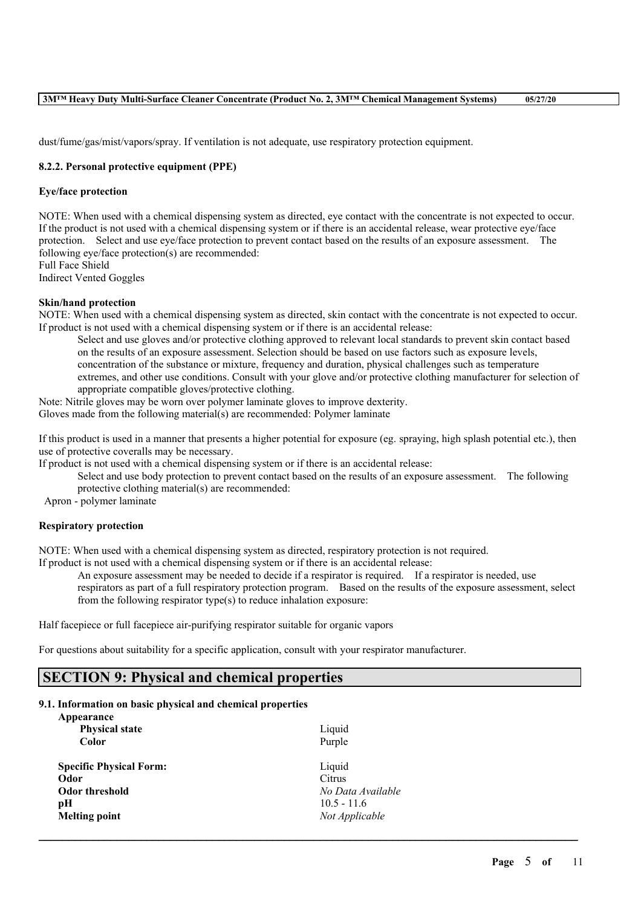dust/fume/gas/mist/vapors/spray. If ventilation is not adequate, use respiratory protection equipment.

### 8.2.2. Personal protective equipment (PPE)

**Eye/face protection**

NOTE: When used with a chemical dispensing system as directed, eye contact with the concentrate is not expected to occur. If the product is not used with a chemical dispensing system or if there is an accidental release, wear protective eye/face protection. Select and use eye/face protection to prevent contact based on the results of an exposure assessment. The following eye/face protection(s) are recommended:
Full Face Shield
Indirect Vented Goggles

**Skin/hand protection**

NOTE: When used with a chemical dispensing system as directed, skin contact with the concentrate is not expected to occur. If product is not used with a chemical dispensing system or if there is an accidental release:

Select and use gloves and/or protective clothing approved to relevant local standards to prevent skin contact based on the results of an exposure assessment. Selection should be based on use factors such as exposure levels, concentration of the substance or mixture, frequency and duration, physical challenges such as temperature extremes, and other use conditions. Consult with your glove and/or protective clothing manufacturer for selection of appropriate compatible gloves/protective clothing.

Note: Nitrile gloves may be worn over polymer laminate gloves to improve dexterity.
Gloves made from the following material(s) are recommended: Polymer laminate

If this product is used in a manner that presents a higher potential for exposure (eg. spraying, high splash potential etc.), then use of protective coveralls may be necessary.
If product is not used with a chemical dispensing system or if there is an accidental release:

Select and use body protection to prevent contact based on the results of an exposure assessment. The following protective clothing material(s) are recommended:

Apron - polymer laminate

**Respiratory protection**

NOTE: When used with a chemical dispensing system as directed, respiratory protection is not required.
If product is not used with a chemical dispensing system or if there is an accidental release:

An exposure assessment may be needed to decide if a respirator is required. If a respirator is needed, use respirators as part of a full respiratory protection program. Based on the results of the exposure assessment, select from the following respirator type(s) to reduce inhalation exposure:

Half facepiece or full facepiece air-purifying respirator suitable for organic vapors

For questions about suitability for a specific application, consult with your respirator manufacturer.

## SECTION 9: Physical and chemical properties

### 9.1. Information on basic physical and chemical properties

| | |
|---|---|
| **Appearance** | |
| **Physical state** | Liquid |
| **Color** | Purple |
| **Specific Physical Form:** | Liquid |
| **Odor** | Citrus |
| **Odor threshold** | *No Data Available* |
| **pH** | 10.5 - 11.6 |
| **Melting point** | *Not Applicable* |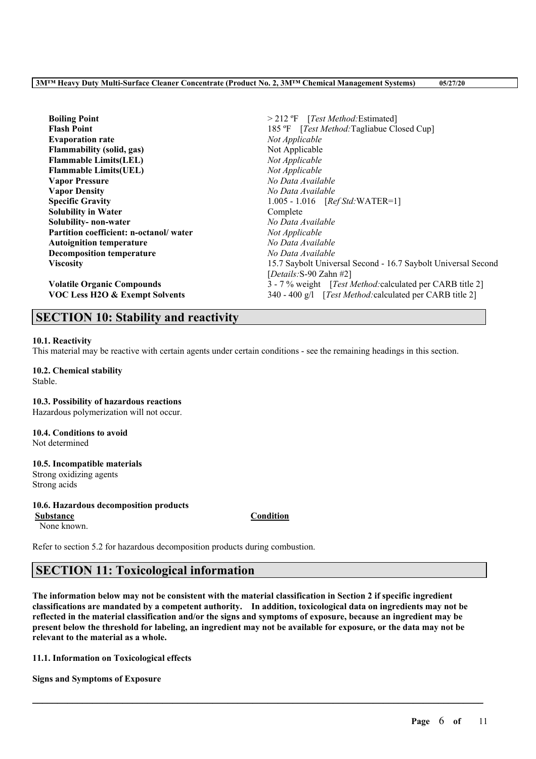| | |
|---|---|
| **Boiling Point** | > 212 ºF [*Test Method:*Estimated] |
| **Flash Point** | 185 ºF [*Test Method:*Tagliabue Closed Cup] |
| **Evaporation rate** | *Not Applicable* |
| **Flammability (solid, gas)** | Not Applicable |
| **Flammable Limits(LEL)** | *Not Applicable* |
| **Flammable Limits(UEL)** | *Not Applicable* |
| **Vapor Pressure** | *No Data Available* |
| **Vapor Density** | *No Data Available* |
| **Specific Gravity** | 1.005 - 1.016 [*Ref Std:*WATER=1] |
| **Solubility in Water** | Complete |
| **Solubility- non-water** | *No Data Available* |
| **Partition coefficient: n-octanol/ water** | *Not Applicable* |
| **Autoignition temperature** | *No Data Available* |
| **Decomposition temperature** | *No Data Available* |
| **Viscosity** | 15.7 Saybolt Universal Second - 16.7 Saybolt Universal Second [*Details:*S-90 Zahn #2] |
| **Volatile Organic Compounds** | 3 - 7 % weight [*Test Method:*calculated per CARB title 2] |
| **VOC Less H2O & Exempt Solvents** | 340 - 400 g/l [*Test Method:*calculated per CARB title 2] |

## SECTION 10: Stability and reactivity

**10.1. Reactivity**

This material may be reactive with certain agents under certain conditions - see the remaining headings in this section.

**10.2. Chemical stability**

Stable.

**10.3. Possibility of hazardous reactions**

Hazardous polymerization will not occur.

**10.4. Conditions to avoid**

Not determined

**10.5. Incompatible materials**

Strong oxidizing agents
Strong acids

**10.6. Hazardous decomposition products**

| Substance | Condition |
|---|---|
| None known. | |

Refer to section 5.2 for hazardous decomposition products during combustion.

## SECTION 11: Toxicological information

**The information below may not be consistent with the material classification in Section 2 if specific ingredient classifications are mandated by a competent authority. In addition, toxicological data on ingredients may not be reflected in the material classification and/or the signs and symptoms of exposure, because an ingredient may be present below the threshold for labeling, an ingredient may not be available for exposure, or the data may not be relevant to the material as a whole.**

**11.1. Information on Toxicological effects**

**Signs and Symptoms of Exposure**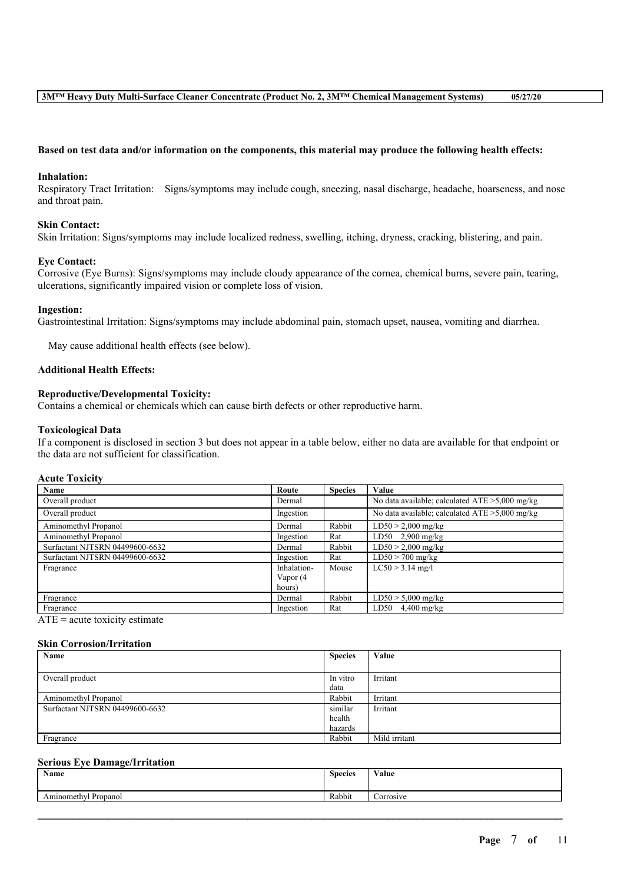**Based on test data and/or information on the components, this material may produce the following health effects:**

**Inhalation:**
Respiratory Tract Irritation: Signs/symptoms may include cough, sneezing, nasal discharge, headache, hoarseness, and nose and throat pain.

**Skin Contact:**
Skin Irritation: Signs/symptoms may include localized redness, swelling, itching, dryness, cracking, blistering, and pain.

**Eye Contact:**
Corrosive (Eye Burns): Signs/symptoms may include cloudy appearance of the cornea, chemical burns, severe pain, tearing, ulcerations, significantly impaired vision or complete loss of vision.

**Ingestion:**
Gastrointestinal Irritation: Signs/symptoms may include abdominal pain, stomach upset, nausea, vomiting and diarrhea.

May cause additional health effects (see below).

**Additional Health Effects:**

**Reproductive/Developmental Toxicity:**
Contains a chemical or chemicals which can cause birth defects or other reproductive harm.

**Toxicological Data**
If a component is disclosed in section 3 but does not appear in a table below, either no data are available for that endpoint or the data are not sufficient for classification.

**Acute Toxicity**

| Name | Route | Species | Value |
|---|---|---|---|
| Overall product | Dermal | | No data available; calculated ATE >5,000 mg/kg |
| Overall product | Ingestion | | No data available; calculated ATE >5,000 mg/kg |
| Aminomethyl Propanol | Dermal | Rabbit | LD50 > 2,000 mg/kg |
| Aminomethyl Propanol | Ingestion | Rat | LD50 2,900 mg/kg |
| Surfactant NJTSRN 04499600-6632 | Dermal | Rabbit | LD50 > 2,000 mg/kg |
| Surfactant NJTSRN 04499600-6632 | Ingestion | Rat | LD50 > 700 mg/kg |
| Fragrance | Inhalation-Vapor (4 hours) | Mouse | LC50 > 3.14 mg/l |
| Fragrance | Dermal | Rabbit | LD50 > 5,000 mg/kg |
| Fragrance | Ingestion | Rat | LD50 4,400 mg/kg |

ATE = acute toxicity estimate

**Skin Corrosion/Irritation**

| Name | Species | Value |
|---|---|---|
| Overall product | In vitro data | Irritant |
| Aminomethyl Propanol | Rabbit | Irritant |
| Surfactant NJTSRN 04499600-6632 | similar health hazards | Irritant |
| Fragrance | Rabbit | Mild irritant |

**Serious Eye Damage/Irritation**

| Name | Species | Value |
|---|---|---|
| Aminomethyl Propanol | Rabbit | Corrosive |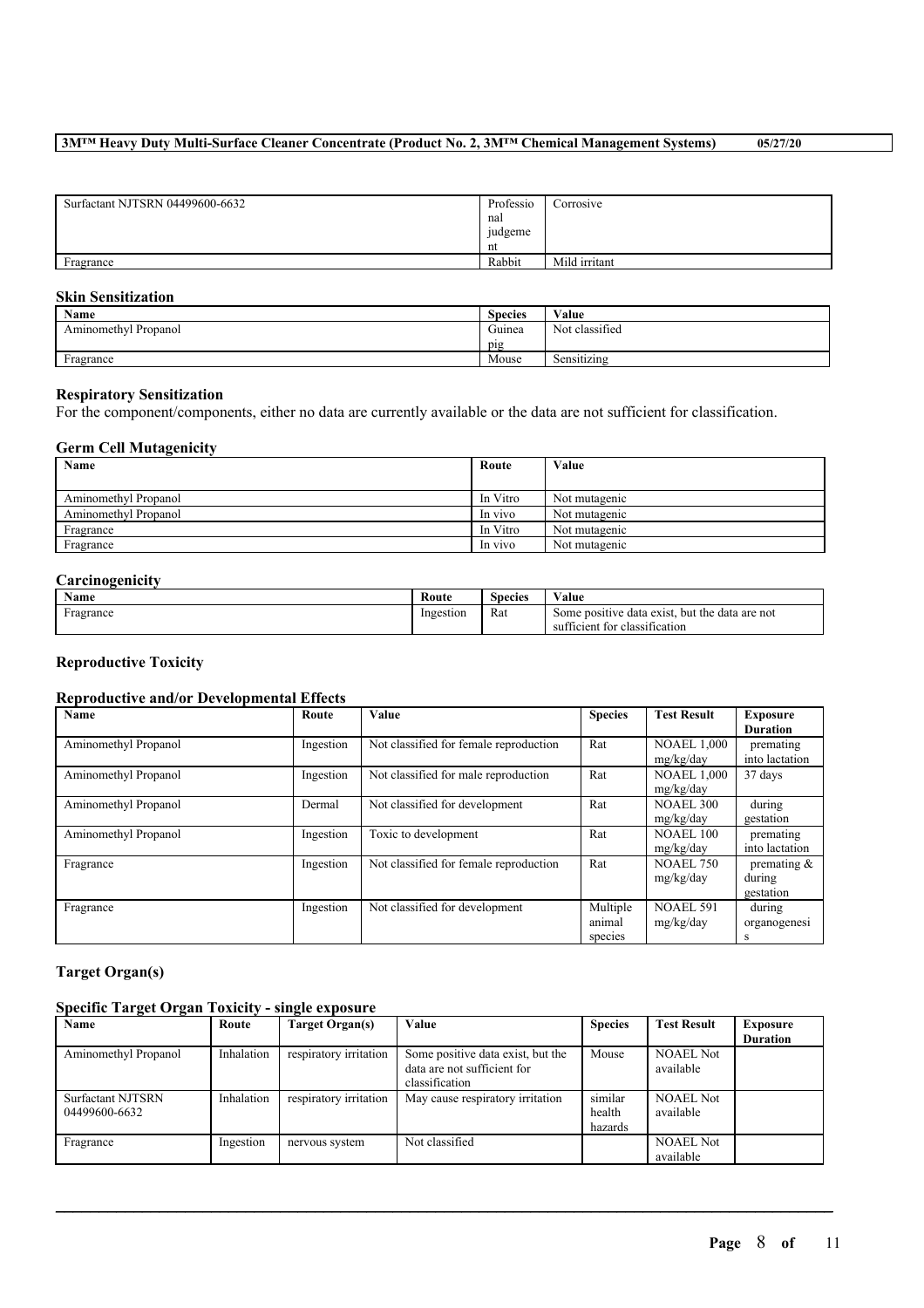| Surfactant NJTSRN 04499600-6632 | Professional judgement | Corrosive |
|---|---|---|
| Fragrance | Rabbit | Mild irritant |

### Skin Sensitization

| Name | Species | Value |
|---|---|---|
| Aminomethyl Propanol | Guinea pig | Not classified |
| Fragrance | Mouse | Sensitizing |

### Respiratory Sensitization

For the component/components, either no data are currently available or the data are not sufficient for classification.

### Germ Cell Mutagenicity

| Name | Route | Value |
|---|---|---|
| Aminomethyl Propanol | In Vitro | Not mutagenic |
| Aminomethyl Propanol | In vivo | Not mutagenic |
| Fragrance | In Vitro | Not mutagenic |
| Fragrance | In vivo | Not mutagenic |

### Carcinogenicity

| Name | Route | Species | Value |
|---|---|---|---|
| Fragrance | Ingestion | Rat | Some positive data exist, but the data are not sufficient for classification |

### Reproductive Toxicity

### Reproductive and/or Developmental Effects

| Name | Route | Value | Species | Test Result | Exposure Duration |
|---|---|---|---|---|---|
| Aminomethyl Propanol | Ingestion | Not classified for female reproduction | Rat | NOAEL 1,000 mg/kg/day | premating into lactation |
| Aminomethyl Propanol | Ingestion | Not classified for male reproduction | Rat | NOAEL 1,000 mg/kg/day | 37 days |
| Aminomethyl Propanol | Dermal | Not classified for development | Rat | NOAEL 300 mg/kg/day | during gestation |
| Aminomethyl Propanol | Ingestion | Toxic to development | Rat | NOAEL 100 mg/kg/day | premating into lactation |
| Fragrance | Ingestion | Not classified for female reproduction | Rat | NOAEL 750 mg/kg/day | premating & during gestation |
| Fragrance | Ingestion | Not classified for development | Multiple animal species | NOAEL 591 mg/kg/day | during organogenesis |

### Target Organ(s)

### Specific Target Organ Toxicity - single exposure

| Name | Route | Target Organ(s) | Value | Species | Test Result | Exposure Duration |
|---|---|---|---|---|---|---|
| Aminomethyl Propanol | Inhalation | respiratory irritation | Some positive data exist, but the data are not sufficient for classification | Mouse | NOAEL Not available | |
| Surfactant NJTSRN 04499600-6632 | Inhalation | respiratory irritation | May cause respiratory irritation | similar health hazards | NOAEL Not available | |
| Fragrance | Ingestion | nervous system | Not classified | | NOAEL Not available | |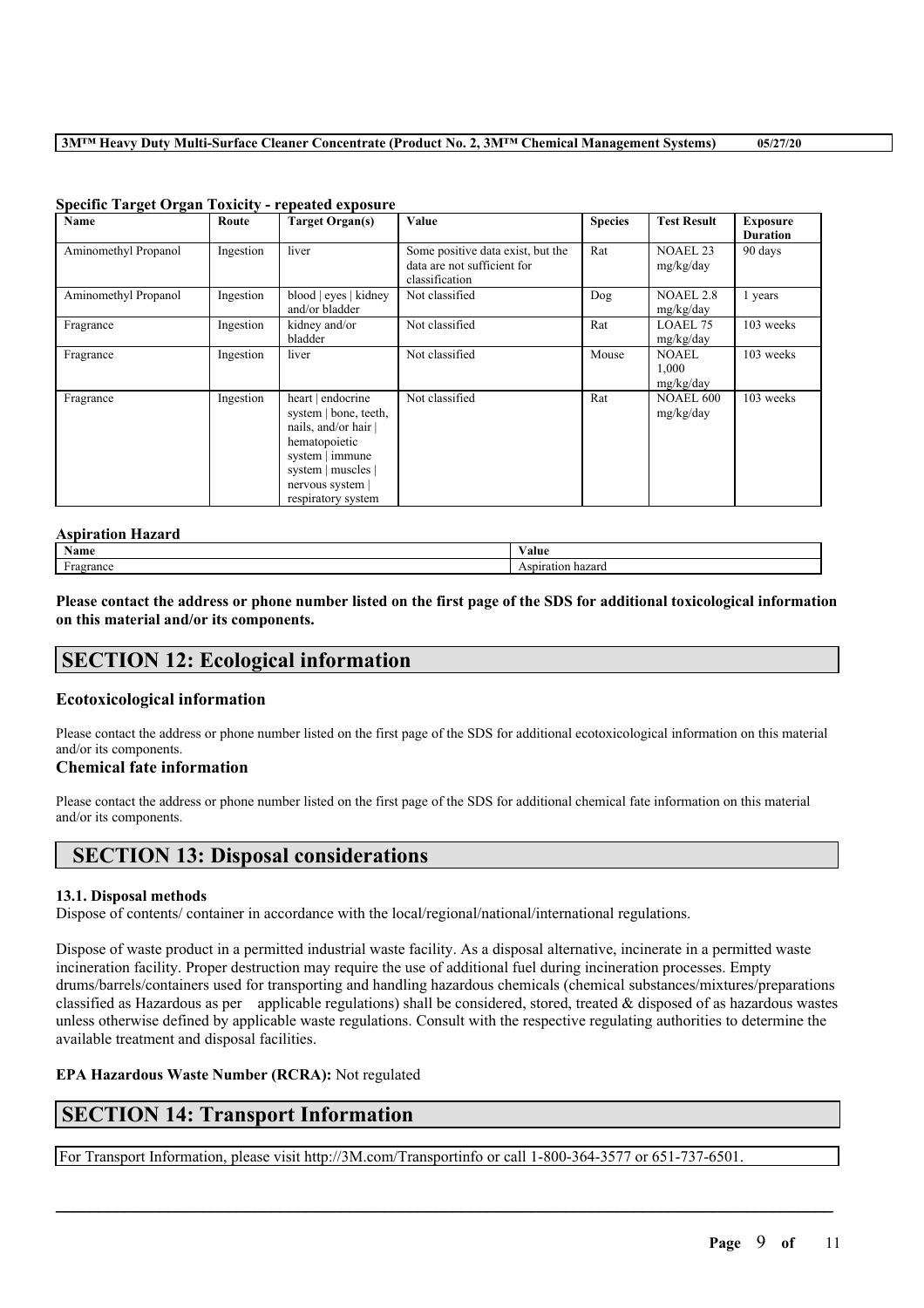**Specific Target Organ Toxicity - repeated exposure**

| Name | Route | Target Organ(s) | Value | Species | Test Result | Exposure Duration |
|---|---|---|---|---|---|---|
| Aminomethyl Propanol | Ingestion | liver | Some positive data exist, but the data are not sufficient for classification | Rat | NOAEL 23 mg/kg/day | 90 days |
| Aminomethyl Propanol | Ingestion | blood \| eyes \| kidney and/or bladder | Not classified | Dog | NOAEL 2.8 mg/kg/day | 1 years |
| Fragrance | Ingestion | kidney and/or bladder | Not classified | Rat | LOAEL 75 mg/kg/day | 103 weeks |
| Fragrance | Ingestion | liver | Not classified | Mouse | NOAEL 1,000 mg/kg/day | 103 weeks |
| Fragrance | Ingestion | heart \| endocrine system \| bone, teeth, nails, and/or hair \| hematopoietic system \| immune system \| muscles \| nervous system \| respiratory system | Not classified | Rat | NOAEL 600 mg/kg/day | 103 weeks |

**Aspiration Hazard**

| Name | Value |
|---|---|
| Fragrance | Aspiration hazard |

**Please contact the address or phone number listed on the first page of the SDS for additional toxicological information on this material and/or its components.**

## SECTION 12: Ecological information

### Ecotoxicological information

Please contact the address or phone number listed on the first page of the SDS for additional ecotoxicological information on this material and/or its components.

### Chemical fate information

Please contact the address or phone number listed on the first page of the SDS for additional chemical fate information on this material and/or its components.

## SECTION 13: Disposal considerations

**13.1. Disposal methods**

Dispose of contents/ container in accordance with the local/regional/national/international regulations.

Dispose of waste product in a permitted industrial waste facility. As a disposal alternative, incinerate in a permitted waste incineration facility. Proper destruction may require the use of additional fuel during incineration processes. Empty drums/barrels/containers used for transporting and handling hazardous chemicals (chemical substances/mixtures/preparations classified as Hazardous as per applicable regulations) shall be considered, stored, treated & disposed of as hazardous wastes unless otherwise defined by applicable waste regulations. Consult with the respective regulating authorities to determine the available treatment and disposal facilities.

**EPA Hazardous Waste Number (RCRA):** Not regulated

## SECTION 14: Transport Information

For Transport Information, please visit http://3M.com/Transportinfo or call 1-800-364-3577 or 651-737-6501.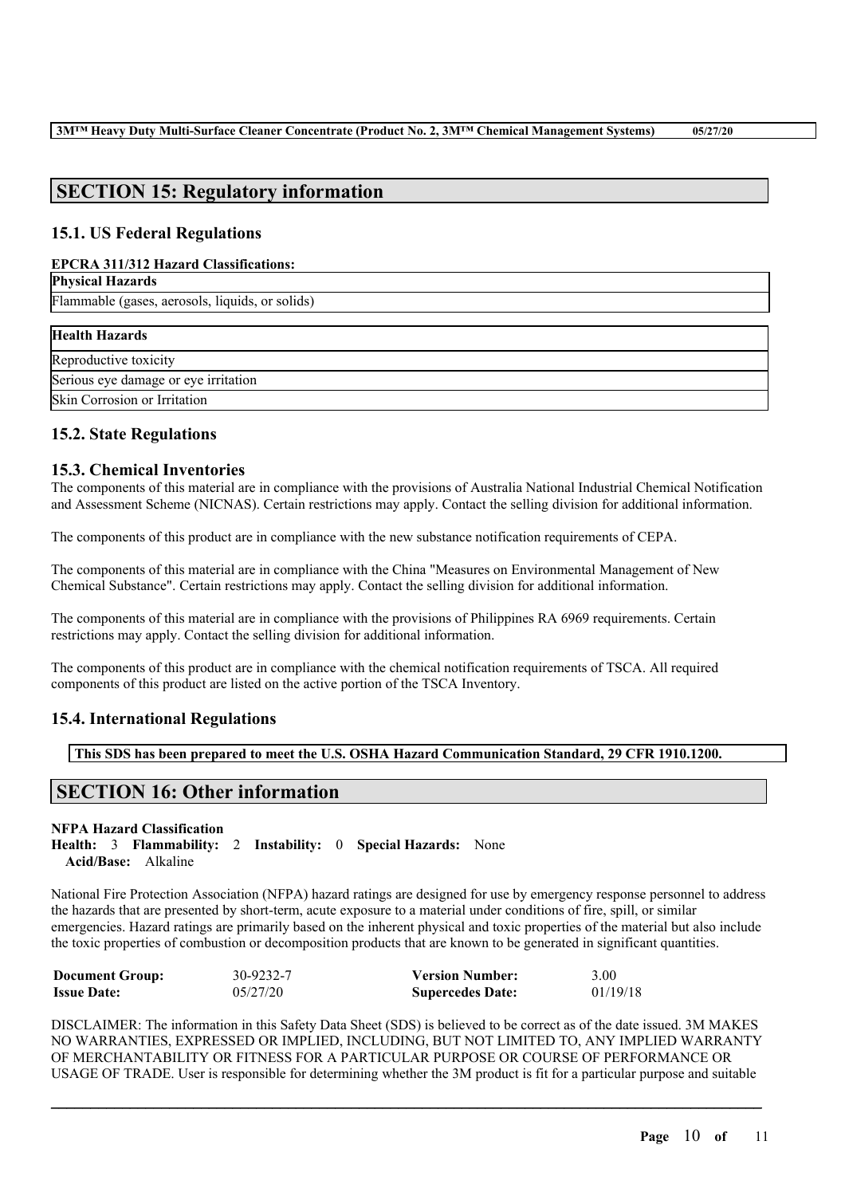## SECTION 15: Regulatory information

### 15.1. US Federal Regulations

**EPCRA 311/312 Hazard Classifications:**

| Physical Hazards |
|---|
| Flammable (gases, aerosols, liquids, or solids) |

| Health Hazards |
|---|
| Reproductive toxicity |
| Serious eye damage or eye irritation |
| Skin Corrosion or Irritation |

### 15.2. State Regulations

### 15.3. Chemical Inventories

The components of this material are in compliance with the provisions of Australia National Industrial Chemical Notification and Assessment Scheme (NICNAS). Certain restrictions may apply. Contact the selling division for additional information.

The components of this product are in compliance with the new substance notification requirements of CEPA.

The components of this material are in compliance with the China "Measures on Environmental Management of New Chemical Substance". Certain restrictions may apply. Contact the selling division for additional information.

The components of this material are in compliance with the provisions of Philippines RA 6969 requirements. Certain restrictions may apply. Contact the selling division for additional information.

The components of this product are in compliance with the chemical notification requirements of TSCA. All required components of this product are listed on the active portion of the TSCA Inventory.

### 15.4. International Regulations

**This SDS has been prepared to meet the U.S. OSHA Hazard Communication Standard, 29 CFR 1910.1200.**

## SECTION 16: Other information

**NFPA Hazard Classification**

**Health:** 3 **Flammability:** 2 **Instability:** 0 **Special Hazards:** None
**Acid/Base:** Alkaline

National Fire Protection Association (NFPA) hazard ratings are designed for use by emergency response personnel to address the hazards that are presented by short-term, acute exposure to a material under conditions of fire, spill, or similar emergencies. Hazard ratings are primarily based on the inherent physical and toxic properties of the material but also include the toxic properties of combustion or decomposition products that are known to be generated in significant quantities.

| | | | |
|---|---|---|---|
| **Document Group:** | 30-9232-7 | **Version Number:** | 3.00 |
| **Issue Date:** | 05/27/20 | **Supercedes Date:** | 01/19/18 |

DISCLAIMER: The information in this Safety Data Sheet (SDS) is believed to be correct as of the date issued. 3M MAKES NO WARRANTIES, EXPRESSED OR IMPLIED, INCLUDING, BUT NOT LIMITED TO, ANY IMPLIED WARRANTY OF MERCHANTABILITY OR FITNESS FOR A PARTICULAR PURPOSE OR COURSE OF PERFORMANCE OR USAGE OF TRADE. User is responsible for determining whether the 3M product is fit for a particular purpose and suitable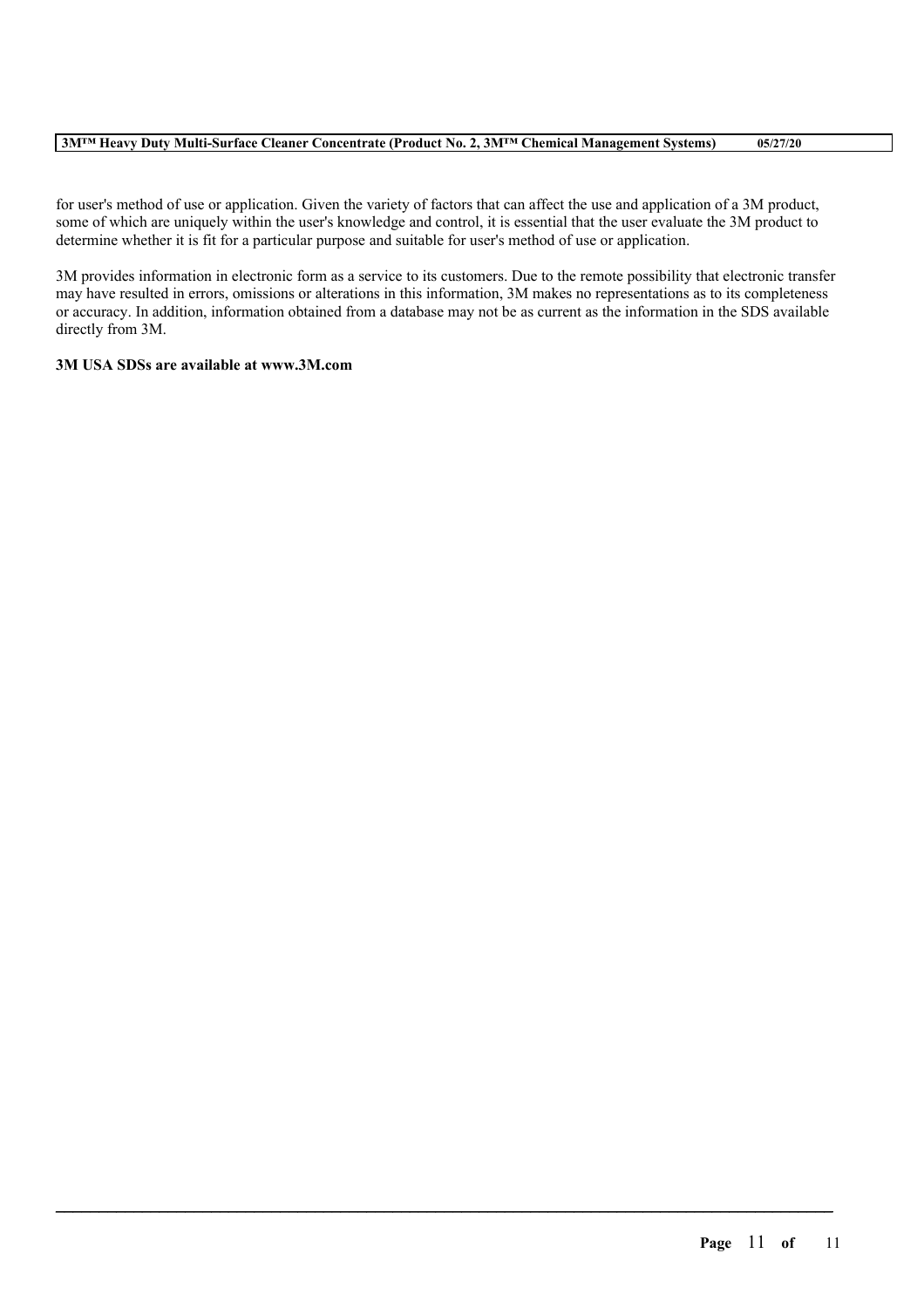for user's method of use or application. Given the variety of factors that can affect the use and application of a 3M product, some of which are uniquely within the user's knowledge and control, it is essential that the user evaluate the 3M product to determine whether it is fit for a particular purpose and suitable for user's method of use or application.

3M provides information in electronic form as a service to its customers. Due to the remote possibility that electronic transfer may have resulted in errors, omissions or alterations in this information, 3M makes no representations as to its completeness or accuracy. In addition, information obtained from a database may not be as current as the information in the SDS available directly from 3M.

**3M USA SDSs are available at www.3M.com**